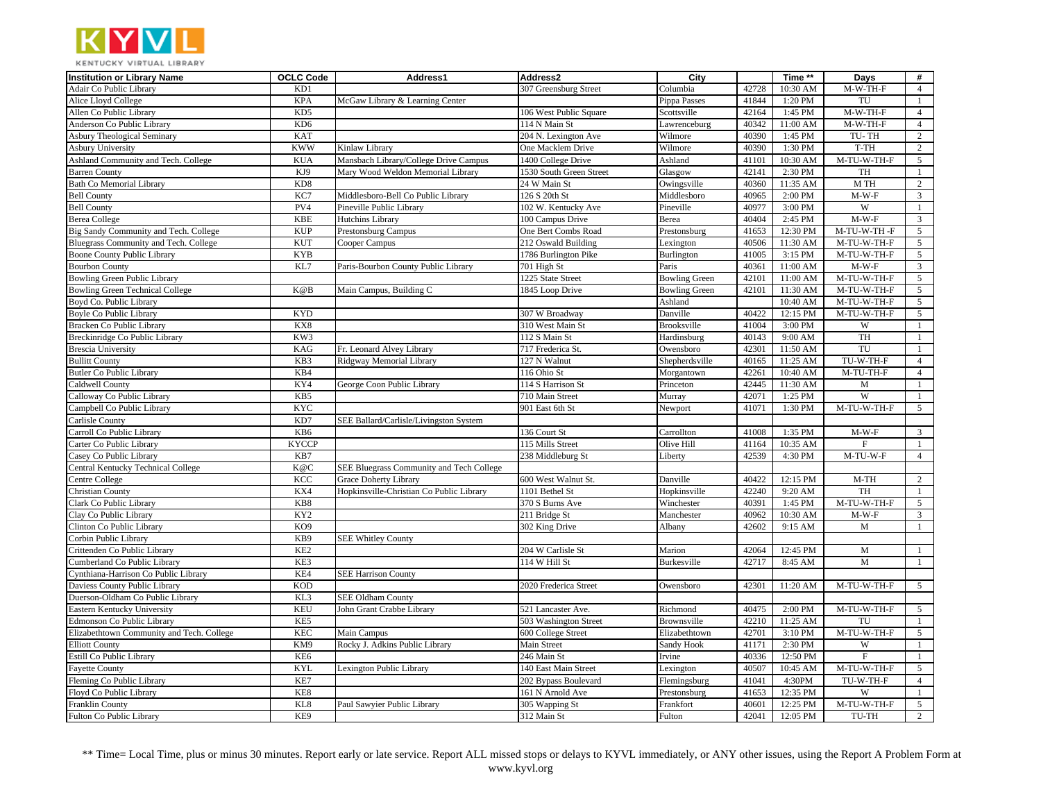| Institution or Library Name | OCLC Code | Address1 | Address2 | City | | Time ** | Days | # |
|---|---|---|---|---|---|---|---|---|
| Adair Co Public Library | KD1 | | 307 Greensburg Street | Columbia | 42728 | 10:30 AM | M-W-TH-F | 4 |
| Alice Lloyd College | KPA | McGaw Library & Learning Center | | Pippa Passes | 41844 | 1:20 PM | TU | 1 |
| Allen Co Public Library | KD5 | | 106 West Public Square | Scottsville | 42164 | 1:45 PM | M-W-TH-F | 4 |
| Anderson Co Public Library | KD6 | | 114 N Main St | Lawrenceburg | 40342 | 11:00 AM | M-W-TH-F | 4 |
| Asbury Theological Seminary | KAT | | 204 N. Lexington Ave | Wilmore | 40390 | 1:45 PM | TU- TH | 2 |
| Asbury University | KWW | Kinlaw Library | One Macklem Drive | Wilmore | 40390 | 1:30 PM | T-TH | 2 |
| Ashland Community and Tech. College | KUA | Mansbach Library/College Drive Campus | 1400 College Drive | Ashland | 41101 | 10:30 AM | M-TU-W-TH-F | 5 |
| Barren County | KJ9 | Mary Wood Weldon Memorial Library | 1530 South Green Street | Glasgow | 42141 | 2:30 PM | TH | 1 |
| Bath Co Memorial Library | KD8 | | 24 W Main St | Owingsville | 40360 | 11:35 AM | M TH | 2 |
| Bell County | KC7 | Middlesboro-Bell Co Public Library | 126 S 20th St | Middlesboro | 40965 | 2:00 PM | M-W-F | 3 |
| Bell County | PV4 | Pineville Public Library | 102 W. Kentucky Ave | Pineville | 40977 | 3:00 PM | W | 1 |
| Berea College | KBE | Hutchins Library | 100 Campus Drive | Berea | 40404 | 2:45 PM | M-W-F | 3 |
| Big Sandy Community and Tech. College | KUP | Prestonsburg Campus | One Bert Combs Road | Prestonsburg | 41653 | 12:30 PM | M-TU-W-TH -F | 5 |
| Bluegrass Community and Tech. College | KUT | Cooper Campus | 212 Oswald Building | Lexington | 40506 | 11:30 AM | M-TU-W-TH-F | 5 |
| Boone County Public Library | KYB | | 1786 Burlington Pike | Burlington | 41005 | 3:15 PM | M-TU-W-TH-F | 5 |
| Bourbon County | KL7 | Paris-Bourbon County Public Library | 701 High St | Paris | 40361 | 11:00 AM | M-W-F | 3 |
| Bowling Green Public Library | | | 1225 State Street | Bowling Green | 42101 | 11:00 AM | M-TU-W-TH-F | 5 |
| Bowling Green Technical College | K@B | Main Campus, Building C | 1845 Loop Drive | Bowling Green | 42101 | 11:30 AM | M-TU-W-TH-F | 5 |
| Boyd Co. Public Library | | | | Ashland | | 10:40 AM | M-TU-W-TH-F | 5 |
| Boyle Co Public Library | KYD | | 307 W Broadway | Danville | 40422 | 12:15 PM | M-TU-W-TH-F | 5 |
| Bracken Co Public Library | KX8 | | 310 West Main St | Brooksville | 41004 | 3:00 PM | W | 1 |
| Breckinridge Co Public Library | KW3 | | 112 S Main St | Hardinsburg | 40143 | 9:00 AM | TH | 1 |
| Brescia University | KAG | Fr. Leonard Alvey Library | 717 Frederica St. | Owensboro | 42301 | 11:50 AM | TU | 1 |
| Bullitt County | KB3 | Ridgway Memorial Library | 127 N Walnut | Shepherdsville | 40165 | 11:25 AM | TU-W-TH-F | 4 |
| Butler Co Public Library | KB4 | | 116 Ohio St | Morgantown | 42261 | 10:40 AM | M-TU-TH-F | 4 |
| Caldwell County | KY4 | George Coon Public Library | 114 S Harrison St | Princeton | 42445 | 11:30 AM | M | 1 |
| Calloway Co Public Library | KB5 | | 710 Main Street | Murray | 42071 | 1:25 PM | W | 1 |
| Campbell Co Public Library | KYC | | 901 East 6th St | Newport | 41071 | 1:30 PM | M-TU-W-TH-F | 5 |
| Carlisle County | KD7 | SEE Ballard/Carlisle/Livingston System | | | | | | |
| Carroll Co Public Library | KB6 | | 136 Court St | Carrollton | 41008 | 1:35 PM | M-W-F | 3 |
| Carter Co Public Library | KYCCP | | 115 Mills Street | Olive Hill | 41164 | 10:35 AM | F | 1 |
| Casey Co Public Library | KB7 | | 238 Middleburg St | Liberty | 42539 | 4:30 PM | M-TU-W-F | 4 |
| Central Kentucky Technical College | K@C | SEE Bluegrass Community and Tech College | | | | | | |
| Centre College | KCC | Grace Doherty Library | 600 West Walnut St. | Danville | 40422 | 12:15 PM | M-TH | 2 |
| Christian County | KX4 | Hopkinsville-Christian Co Public Library | 1101 Bethel St | Hopkinsville | 42240 | 9:20 AM | TH | 1 |
| Clark Co Public Library | KB8 | | 370 S Burns Ave | Winchester | 40391 | 1:45 PM | M-TU-W-TH-F | 5 |
| Clay Co Public Library | KY2 | | 211 Bridge St | Manchester | 40962 | 10:30 AM | M-W-F | 3 |
| Clinton Co Public Library | KO9 | | 302 King Drive | Albany | 42602 | 9:15 AM | M | 1 |
| Corbin Public Library | KB9 | SEE Whitley County | | | | | | |
| Crittenden Co Public Library | KE2 | | 204 W Carlisle St | Marion | 42064 | 12:45 PM | M | 1 |
| Cumberland Co Public Library | KE3 | | 114 W Hill St | Burkesville | 42717 | 8:45 AM | M | 1 |
| Cynthiana-Harrison Co Public Library | KE4 | SEE Harrison County | | | | | | |
| Daviess County Public Library | KOD | | 2020 Frederica Street | Owensboro | 42301 | 11:20 AM | M-TU-W-TH-F | 5 |
| Duerson-Oldham Co Public Library | KL3 | SEE Oldham County | | | | | | |
| Eastern Kentucky University | KEU | John Grant Crabbe Library | 521 Lancaster Ave. | Richmond | 40475 | 2:00 PM | M-TU-W-TH-F | 5 |
| Edmonson Co Public Library | KE5 | | 503 Washington Street | Brownsville | 42210 | 11:25 AM | TU | 1 |
| Elizabethtown Community and Tech. College | KEC | Main Campus | 600 College Street | Elizabethtown | 42701 | 3:10 PM | M-TU-W-TH-F | 5 |
| Elliott County | KM9 | Rocky J. Adkins Public Library | Main Street | Sandy Hook | 41171 | 2:30 PM | W | 1 |
| Estill Co Public Library | KE6 | | 246 Main St | Irvine | 40336 | 12:50 PM | F | 1 |
| Fayette County | KYL | Lexington Public Library | 140 East Main Street | Lexington | 40507 | 10:45 AM | M-TU-W-TH-F | 5 |
| Fleming Co Public Library | KE7 | | 202 Bypass Boulevard | Flemingsburg | 41041 | 4:30PM | TU-W-TH-F | 4 |
| Floyd Co Public Library | KE8 | | 161 N Arnold Ave | Prestonsburg | 41653 | 12:35 PM | W | 1 |
| Franklin County | KL8 | Paul Sawyier Public Library | 305 Wapping St | Frankfort | 40601 | 12:25 PM | M-TU-W-TH-F | 5 |
| Fulton Co Public Library | KE9 | | 312 Main St | Fulton | 42041 | 12:05 PM | TU-TH | 2 |

** Time= Local Time, plus or minus 30 minutes. Report early or late service. Report ALL missed stops or delays to KYVL immediately, or ANY other issues, using the Report A Problem Form at www.kyvl.org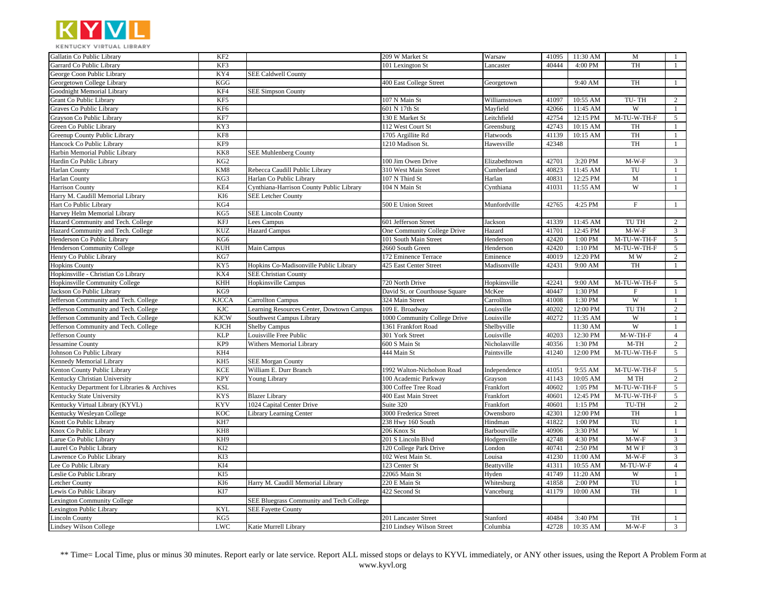| | | | | | | | | |
|---|---|---|---|---|---|---|---|---|
| Gallatin Co Public Library | KF2 | | 209 W Market St | Warsaw | 41095 | 11:30 AM | M | 1 |
| Garrard Co Public Library | KF3 | | 101 Lexington St | Lancaster | 40444 | 4:00 PM | TH | 1 |
| George Coon Public Library | KY4 | SEE Caldwell County | | | | | | |
| Georgetown College Library | KGG | | 400 East College Street | Georgetown | | 9:40 AM | TH | 1 |
| Goodnight Memorial Library | KF4 | SEE Simpson County | | | | | | |
| Grant Co Public Library | KF5 | | 107 N Main St | Williamstown | 41097 | 10:55 AM | TU- TH | 2 |
| Graves Co Public Library | KF6 | | 601 N 17th St | Mayfield | 42066 | 11:45 AM | W | 1 |
| Grayson Co Public Library | KF7 | | 130 E Market St | Leitchfield | 42754 | 12:15 PM | M-TU-W-TH-F | 5 |
| Green Co Public Library | KY3 | | 112 West Court St | Greensburg | 42743 | 10:15 AM | TH | 1 |
| Greenup County Public Library | KF8 | | 1705 Argillite Rd | Flatwoods | 41139 | 10:15 AM | TH | 1 |
| Hancock Co Public Library | KF9 | | 1210 Madison St. | Hawesville | 42348 | | TH | 1 |
| Harbin Memorial Public Library | KK8 | SEE Muhlenberg County | | | | | | |
| Hardin Co Public Library | KG2 | | 100 Jim Owen Drive | Elizabethtown | 42701 | 3:20 PM | M-W-F | 3 |
| Harlan County | KM8 | Rebecca Caudill Public Library | 310 West Main Street | Cumberland | 40823 | 11:45 AM | TU | 1 |
| Harlan County | KG3 | Harlan Co Public Library | 107 N Third St | Harlan | 40831 | 12:25 PM | M | 1 |
| Harrison County | KE4 | Cynthiana-Harrison County Public Library | 104 N Main St | Cynthiana | 41031 | 11:55 AM | W | 1 |
| Harry M. Caudill Memorial Library | KI6 | SEE Letcher County | | | | | | |
| Hart Co Public Library | KG4 | | 500 E Union Street | Munfordville | 42765 | 4:25 PM | F | 1 |
| Harvey Helm Memorial Library | KG5 | SEE Lincoln County | | | | | | |
| Hazard Community and Tech. College | KFJ | Lees Campus | 601 Jefferson Street | Jackson | 41339 | 11:45 AM | TU TH | 2 |
| Hazard Community and Tech. College | KUZ | Hazard Campus | One Community College Drive | Hazard | 41701 | 12:45 PM | M-W-F | 3 |
| Henderson Co Public Library | KG6 | | 101 South Main Street | Henderson | 42420 | 1:00 PM | M-TU-W-TH-F | 5 |
| Henderson Community College | KUH | Main Campus | 2660 South Green | Henderson | 42420 | 1:10 PM | M-TU-W-TH-F | 5 |
| Henry Co Public Library | KG7 | | 172 Eminence Terrace | Eminence | 40019 | 12:20 PM | M W | 2 |
| Hopkins County | KY5 | Hopkins Co-Madisonville Public Library | 425 East Center Street | Madisonville | 42431 | 9:00 AM | TH | 1 |
| Hopkinsville - Christian Co Library | KX4 | SEE Christian County | | | | | | |
| Hopkinsville Community College | KHH | Hopkinsville Campus | 720 North Drive | Hopkinsville | 42241 | 9:00 AM | M-TU-W-TH-F | 5 |
| Jackson Co Public Library | KG9 | | David St. or Courthouse Square | McKee | 40447 | 1:30 PM | F | 1 |
| Jefferson Community and Tech. College | KJCCA | Carrollton Campus | 324 Main Street | Carrollton | 41008 | 1:30 PM | W | 1 |
| Jefferson Community and Tech. College | KJC | Learning Resources Center, Dowtown Campus | 109 E. Broadway | Louisville | 40202 | 12:00 PM | TU TH | 2 |
| Jefferson Community and Tech. College | KJCW | Southwest Campus Library | 1000 Community College Drive | Louisville | 40272 | 11:35 AM | W | 1 |
| Jefferson Community and Tech. College | KJCH | Shelby Campus | 1361 Frankfort Road | Shelbyville | | 11:30 AM | W | 1 |
| Jefferson County | KLP | Louisville Free Public | 301 York Street | Louisville | 40203 | 12:30 PM | M-W-TH-F | 4 |
| Jessamine County | KP9 | Withers Memorial Library | 600 S Main St | Nicholasville | 40356 | 1:30 PM | M-TH | 2 |
| Johnson Co Public Library | KH4 | | 444 Main St | Paintsville | 41240 | 12:00 PM | M-TU-W-TH-F | 5 |
| Kennedy Memorial Library | KH5 | SEE Morgan County | | | | | | |
| Kenton County Public Library | KCE | William E. Durr Branch | 1992 Walton-Nicholson Road | Independence | 41051 | 9:55 AM | M-TU-W-TH-F | 5 |
| Kentucky Christian University | KPY | Young Library | 100 Academic Parkway | Grayson | 41143 | 10:05 AM | M TH | 2 |
| Kentucky Department for Libraries & Archives | KSL | | 300 Coffee Tree Road | Frankfort | 40602 | 1:05 PM | M-TU-W-TH-F | 5 |
| Kentucky State University | KYS | Blazer Library | 400 East Main Street | Frankfort | 40601 | 12:45 PM | M-TU-W-TH-F | 5 |
| Kentucky Virtual Library (KYVL) | KYV | 1024 Capital Center Drive | Suite 320 | Frankfort | 40601 | 1:15 PM | TU-TH | 2 |
| Kentucky Wesleyan College | KOC | Library Learning Center | 3000 Frederica Street | Owensboro | 42301 | 12:00 PM | TH | 1 |
| Knott Co Public Library | KH7 | | 238 Hwy 160 South | Hindman | 41822 | 1:00 PM | TU | 1 |
| Knox Co Public Library | KH8 | | 206 Knox St | Barbourville | 40906 | 3:30 PM | W | 1 |
| Larue Co Public Library | KH9 | | 201 S Lincoln Blvd | Hodgenville | 42748 | 4:30 PM | M-W-F | 3 |
| Laurel Co Public Library | KI2 | | 120 College Park Drive | London | 40741 | 2:50 PM | M W F | 3 |
| Lawrence Co Public Library | KI3 | | 102 West Main St. | Louisa | 41230 | 11:00 AM | M-W-F | 3 |
| Lee Co Public Library | KI4 | | 123 Center St | Beattyville | 41311 | 10:55 AM | M-TU-W-F | 4 |
| Leslie Co Public Library | KI5 | | 22065 Main St | Hyden | 41749 | 11:20 AM | W | 1 |
| Letcher County | KI6 | Harry M. Caudill Memorial Library | 220 E Main St | Whitesburg | 41858 | 2:00 PM | TU | 1 |
| Lewis Co Public Library | KI7 | | 422 Second St | Vanceburg | 41179 | 10:00 AM | TH | 1 |
| Lexington Community College | | SEE Bluegrass Community and Tech College | | | | | | |
| Lexington Public Library | KYL | SEE Fayette County | | | | | | |
| Lincoln County | KG5 | | 201 Lancaster Street | Stanford | 40484 | 3:40 PM | TH | 1 |
| Lindsey Wilson College | LWC | Katie Murrell Library | 210 Lindsey Wilson Street | Columbia | 42728 | 10:35 AM | M-W-F | 3 |

** Time= Local Time, plus or minus 30 minutes. Report early or late service. Report ALL missed stops or delays to KYVL immediately, or ANY other issues, using the Report A Problem Form at www.kyvl.org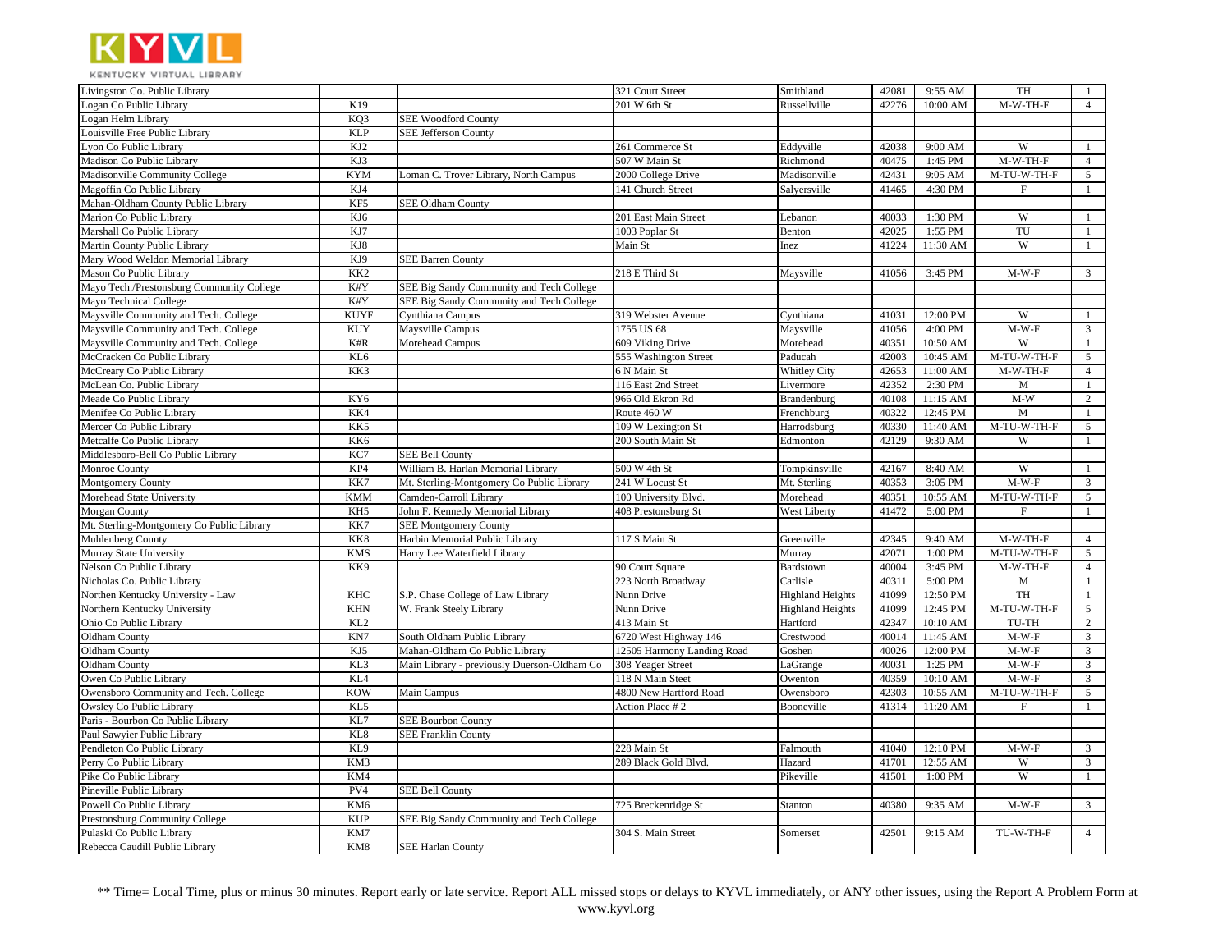| | | | | | | | | |
|---|---|---|---|---|---|---|---|---|
| Livingston Co. Public Library | | | 321 Court Street | Smithland | 42081 | 9:55 AM | TH | 1 |
| Logan Co Public Library | K19 | | 201 W 6th St | Russellville | 42276 | 10:00 AM | M-W-TH-F | 4 |
| Logan Helm Library | KQ3 | SEE Woodford County | | | | | | |
| Louisville Free Public Library | KLP | SEE Jefferson County | | | | | | |
| Lyon Co Public Library | KJ2 | | 261 Commerce St | Eddyville | 42038 | 9:00 AM | W | 1 |
| Madison Co Public Library | KJ3 | | 507 W Main St | Richmond | 40475 | 1:45 PM | M-W-TH-F | 4 |
| Madisonville Community College | KYM | Loman C. Trover Library, North Campus | 2000 College Drive | Madisonville | 42431 | 9:05 AM | M-TU-W-TH-F | 5 |
| Magoffin Co Public Library | KJ4 | | 141 Church Street | Salyersville | 41465 | 4:30 PM | F | 1 |
| Mahan-Oldham County Public Library | KF5 | SEE Oldham County | | | | | | |
| Marion Co Public Library | KJ6 | | 201 East Main Street | Lebanon | 40033 | 1:30 PM | W | 1 |
| Marshall Co Public Library | KJ7 | | 1003 Poplar St | Benton | 42025 | 1:55 PM | TU | 1 |
| Martin County Public Library | KJ8 | | Main St | Inez | 41224 | 11:30 AM | W | 1 |
| Mary Wood Weldon Memorial Library | KJ9 | SEE Barren County | | | | | | |
| Mason Co Public Library | KK2 | | 218 E Third St | Maysville | 41056 | 3:45 PM | M-W-F | 3 |
| Mayo Tech./Prestonsburg Community College | K#Y | SEE Big Sandy Community and Tech College | | | | | | |
| Mayo Technical College | K#Y | SEE Big Sandy Community and Tech College | | | | | | |
| Maysville Community and Tech. College | KUYF | Cynthiana Campus | 319 Webster Avenue | Cynthiana | 41031 | 12:00 PM | W | 1 |
| Maysville Community and Tech. College | KUY | Maysville Campus | 1755 US 68 | Maysville | 41056 | 4:00 PM | M-W-F | 3 |
| Maysville Community and Tech. College | K#R | Morehead Campus | 609 Viking Drive | Morehead | 40351 | 10:50 AM | W | 1 |
| McCracken Co Public Library | KL6 | | 555 Washington Street | Paducah | 42003 | 10:45 AM | M-TU-W-TH-F | 5 |
| McCreary Co Public Library | KK3 | | 6 N Main St | Whitley City | 42653 | 11:00 AM | M-W-TH-F | 4 |
| McLean Co. Public Library | | | 116 East 2nd Street | Livermore | 42352 | 2:30 PM | M | 1 |
| Meade Co Public Library | KY6 | | 966 Old Ekron Rd | Brandenburg | 40108 | 11:15 AM | M-W | 2 |
| Menifee Co Public Library | KK4 | | Route 460 W | Frenchburg | 40322 | 12:45 PM | M | 1 |
| Mercer Co Public Library | KK5 | | 109 W Lexington St | Harrodsburg | 40330 | 11:40 AM | M-TU-W-TH-F | 5 |
| Metcalfe Co Public Library | KK6 | | 200 South Main St | Edmonton | 42129 | 9:30 AM | W | 1 |
| Middlesboro-Bell Co Public Library | KC7 | SEE Bell County | | | | | | |
| Monroe County | KP4 | William B. Harlan Memorial Library | 500 W 4th St | Tompkinsville | 42167 | 8:40 AM | W | 1 |
| Montgomery County | KK7 | Mt. Sterling-Montgomery Co Public Library | 241 W Locust St | Mt. Sterling | 40353 | 3:05 PM | M-W-F | 3 |
| Morehead State University | KMM | Camden-Carroll Library | 100 University Blvd. | Morehead | 40351 | 10:55 AM | M-TU-W-TH-F | 5 |
| Morgan County | KH5 | John F. Kennedy Memorial Library | 408 Prestonsburg St | West Liberty | 41472 | 5:00 PM | F | 1 |
| Mt. Sterling-Montgomery Co Public Library | KK7 | SEE Montgomery County | | | | | | |
| Muhlenberg County | KK8 | Harbin Memorial Public Library | 117 S Main St | Greenville | 42345 | 9:40 AM | M-W-TH-F | 4 |
| Murray State University | KMS | Harry Lee Waterfield Library | | Murray | 42071 | 1:00 PM | M-TU-W-TH-F | 5 |
| Nelson Co Public Library | KK9 | | 90 Court Square | Bardstown | 40004 | 3:45 PM | M-W-TH-F | 4 |
| Nicholas Co. Public Library | | | 223 North Broadway | Carlisle | 40311 | 5:00 PM | M | 1 |
| Northen Kentucky University - Law | KHC | S.P. Chase College of Law Library | Nunn Drive | Highland Heights | 41099 | 12:50 PM | TH | 1 |
| Northern Kentucky University | KHN | W. Frank Steely Library | Nunn Drive | Highland Heights | 41099 | 12:45 PM | M-TU-W-TH-F | 5 |
| Ohio Co Public Library | KL2 | | 413 Main St | Hartford | 42347 | 10:10 AM | TU-TH | 2 |
| Oldham County | KN7 | South Oldham Public Library | 6720 West Highway 146 | Crestwood | 40014 | 11:45 AM | M-W-F | 3 |
| Oldham County | KJ5 | Mahan-Oldham Co Public Library | 12505 Harmony Landing Road | Goshen | 40026 | 12:00 PM | M-W-F | 3 |
| Oldham County | KL3 | Main Library - previously Duerson-Oldham Co | 308 Yeager Street | LaGrange | 40031 | 1:25 PM | M-W-F | 3 |
| Owen Co Public Library | KL4 | | 118 N Main Steet | Owenton | 40359 | 10:10 AM | M-W-F | 3 |
| Owensboro Community and Tech. College | KOW | Main Campus | 4800 New Hartford Road | Owensboro | 42303 | 10:55 AM | M-TU-W-TH-F | 5 |
| Owsley Co Public Library | KL5 | | Action Place # 2 | Booneville | 41314 | 11:20 AM | F | 1 |
| Paris - Bourbon Co Public Library | KL7 | SEE Bourbon County | | | | | | |
| Paul Sawyier Public Library | KL8 | SEE Franklin County | | | | | | |
| Pendleton Co Public Library | KL9 | | 228 Main St | Falmouth | 41040 | 12:10 PM | M-W-F | 3 |
| Perry Co Public Library | KM3 | | 289 Black Gold Blvd. | Hazard | 41701 | 12:55 AM | W | 3 |
| Pike Co Public Library | KM4 | | | Pikeville | 41501 | 1:00 PM | W | 1 |
| Pineville Public Library | PV4 | SEE Bell County | | | | | | |
| Powell Co Public Library | KM6 | | 725 Breckenridge St | Stanton | 40380 | 9:35 AM | M-W-F | 3 |
| Prestonsburg Community College | KUP | SEE Big Sandy Community and Tech College | | | | | | |
| Pulaski Co Public Library | KM7 | | 304 S. Main Street | Somerset | 42501 | 9:15 AM | TU-W-TH-F | 4 |
| Rebecca Caudill Public Library | KM8 | SEE Harlan County | | | | | | |

** Time= Local Time, plus or minus 30 minutes. Report early or late service. Report ALL missed stops or delays to KYVL immediately, or ANY other issues, using the Report A Problem Form at www.kyvl.org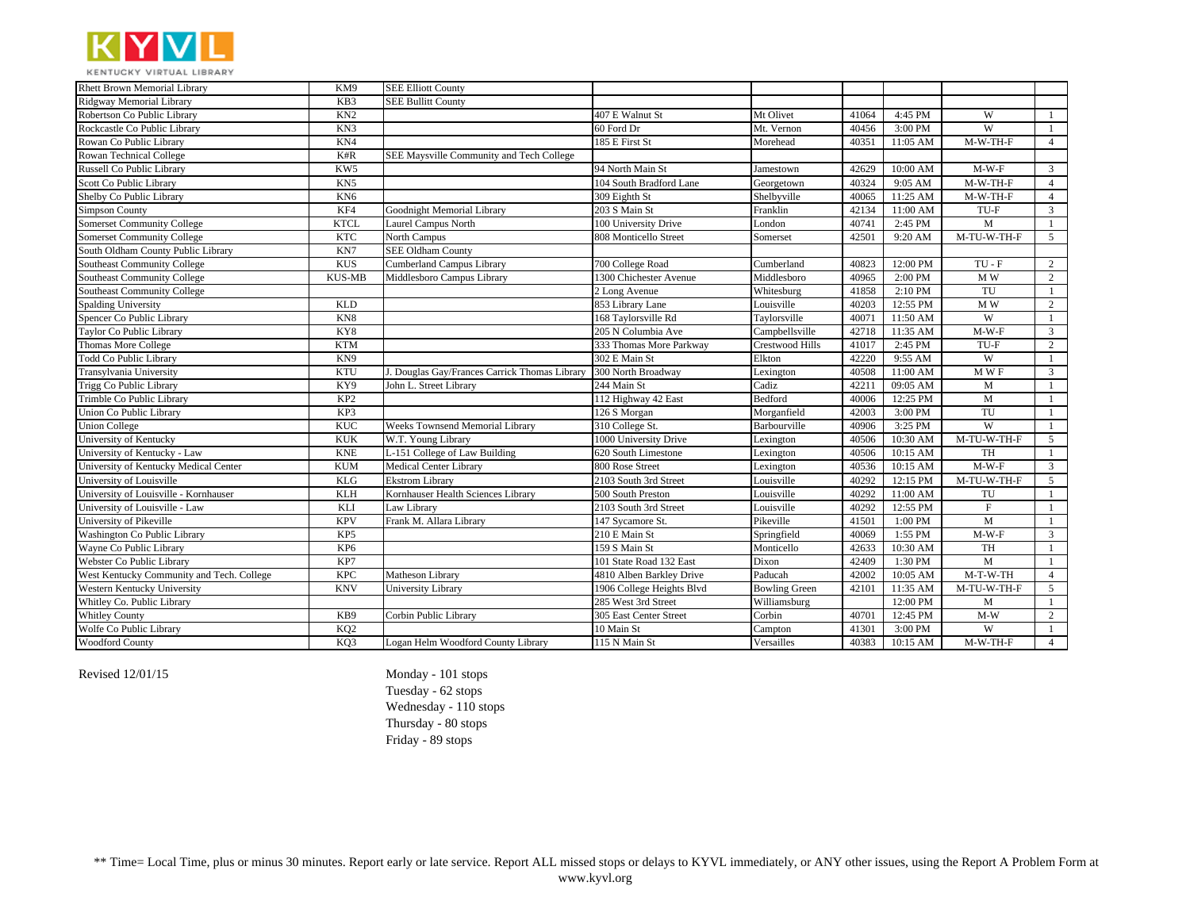KYVL KENTUCKY VIRTUAL LIBRARY

| | | | | | | | | |
|---|---|---|---|---|---|---|---|---|
| Rhett Brown Memorial Library | KM9 | SEE Elliott County | | | | | | |
| Ridgway Memorial Library | KB3 | SEE Bullitt County | | | | | | |
| Robertson Co Public Library | KN2 | | 407 E Walnut St | Mt Olivet | 41064 | 4:45 PM | W | 1 |
| Rockcastle Co Public Library | KN3 | | 60 Ford Dr | Mt. Vernon | 40456 | 3:00 PM | W | 1 |
| Rowan Co Public Library | KN4 | | 185 E First St | Morehead | 40351 | 11:05 AM | M-W-TH-F | 4 |
| Rowan Technical College | K#R | SEE Maysville Community and Tech College | | | | | | |
| Russell Co Public Library | KW5 | | 94 North Main St | Jamestown | 42629 | 10:00 AM | M-W-F | 3 |
| Scott Co Public Library | KN5 | | 104 South Bradford Lane | Georgetown | 40324 | 9:05 AM | M-W-TH-F | 4 |
| Shelby Co Public Library | KN6 | | 309 Eighth St | Shelbyville | 40065 | 11:25 AM | M-W-TH-F | 4 |
| Simpson County | KF4 | Goodnight Memorial Library | 203 S Main St | Franklin | 42134 | 11:00 AM | TU-F | 3 |
| Somerset Community College | KTCL | Laurel Campus North | 100 University Drive | London | 40741 | 2:45 PM | M | 1 |
| Somerset Community College | KTC | North Campus | 808 Monticello Street | Somerset | 42501 | 9:20 AM | M-TU-W-TH-F | 5 |
| South Oldham County Public Library | KN7 | SEE Oldham County | | | | | | |
| Southeast Community College | KUS | Cumberland Campus Library | 700 College Road | Cumberland | 40823 | 12:00 PM | TU - F | 2 |
| Southeast Community College | KUS-MB | Middlesboro Campus Library | 1300 Chichester Avenue | Middlesboro | 40965 | 2:00 PM | M W | 2 |
| Southeast Community College | | | 2 Long Avenue | Whitesburg | 41858 | 2:10 PM | TU | 1 |
| Spalding University | KLD | | 853 Library Lane | Louisville | 40203 | 12:55 PM | M W | 2 |
| Spencer Co Public Library | KN8 | | 168 Taylorsville Rd | Taylorsville | 40071 | 11:50 AM | W | 1 |
| Taylor Co Public Library | KY8 | | 205 N Columbia Ave | Campbellsville | 42718 | 11:35 AM | M-W-F | 3 |
| Thomas More College | KTM | | 333 Thomas More Parkway | Crestwood Hills | 41017 | 2:45 PM | TU-F | 2 |
| Todd Co Public Library | KN9 | | 302 E Main St | Elkton | 42220 | 9:55 AM | W | 1 |
| Transylvania University | KTU | J. Douglas Gay/Frances Carrick Thomas Library | 300 North Broadway | Lexington | 40508 | 11:00 AM | M W F | 3 |
| Trigg Co Public Library | KY9 | John L. Street Library | 244 Main St | Cadiz | 42211 | 09:05 AM | M | 1 |
| Trimble Co Public Library | KP2 | | 112 Highway 42 East | Bedford | 40006 | 12:25 PM | M | 1 |
| Union Co Public Library | KP3 | | 126 S Morgan | Morganfield | 42003 | 3:00 PM | TU | 1 |
| Union College | KUC | Weeks Townsend Memorial Library | 310 College St. | Barbourville | 40906 | 3:25 PM | W | 1 |
| University of Kentucky | KUK | W.T. Young Library | 1000 University Drive | Lexington | 40506 | 10:30 AM | M-TU-W-TH-F | 5 |
| University of Kentucky - Law | KNE | L-151 College of Law Building | 620 South Limestone | Lexington | 40506 | 10:15 AM | TH | 1 |
| University of Kentucky Medical Center | KUM | Medical Center Library | 800 Rose Street | Lexington | 40536 | 10:15 AM | M-W-F | 3 |
| University of Louisville | KLG | Ekstrom Library | 2103 South 3rd Street | Louisville | 40292 | 12:15 PM | M-TU-W-TH-F | 5 |
| University of Louisville - Kornhauser | KLH | Kornhauser Health Sciences Library | 500 South Preston | Louisville | 40292 | 11:00 AM | TU | 1 |
| University of Louisville - Law | KLI | Law Library | 2103 South 3rd Street | Louisville | 40292 | 12:55 PM | F | 1 |
| University of Pikeville | KPV | Frank M. Allara Library | 147 Sycamore St. | Pikeville | 41501 | 1:00 PM | M | 1 |
| Washington Co Public Library | KP5 | | 210 E Main St | Springfield | 40069 | 1:55 PM | M-W-F | 3 |
| Wayne Co Public Library | KP6 | | 159 S Main St | Monticello | 42633 | 10:30 AM | TH | 1 |
| Webster Co Public Library | KP7 | | 101 State Road 132 East | Dixon | 42409 | 1:30 PM | M | 1 |
| West Kentucky Community and Tech. College | KPC | Matheson Library | 4810 Alben Barkley Drive | Paducah | 42002 | 10:05 AM | M-T-W-TH | 4 |
| Western Kentucky University | KNV | University Library | 1906 College Heights Blvd | Bowling Green | 42101 | 11:35 AM | M-TU-W-TH-F | 5 |
| Whitley Co. Public Library | | | 285 West 3rd Street | Williamsburg | | 12:00 PM | M | 1 |
| Whitley County | KB9 | Corbin Public Library | 305 East Center Street | Corbin | 40701 | 12:45 PM | M-W | 2 |
| Wolfe Co Public Library | KQ2 | | 10 Main St | Campton | 41301 | 3:00 PM | W | 1 |
| Woodford County | KQ3 | Logan Helm Woodford County Library | 115 N Main St | Versailles | 40383 | 10:15 AM | M-W-TH-F | 4 |

Revised 12/01/15

Monday - 101 stops
Tuesday - 62 stops
Wednesday - 110 stops
Thursday - 80 stops
Friday - 89 stops

** Time= Local Time, plus or minus 30 minutes. Report early or late service. Report ALL missed stops or delays to KYVL immediately, or ANY other issues, using the Report A Problem Form at www.kyvl.org